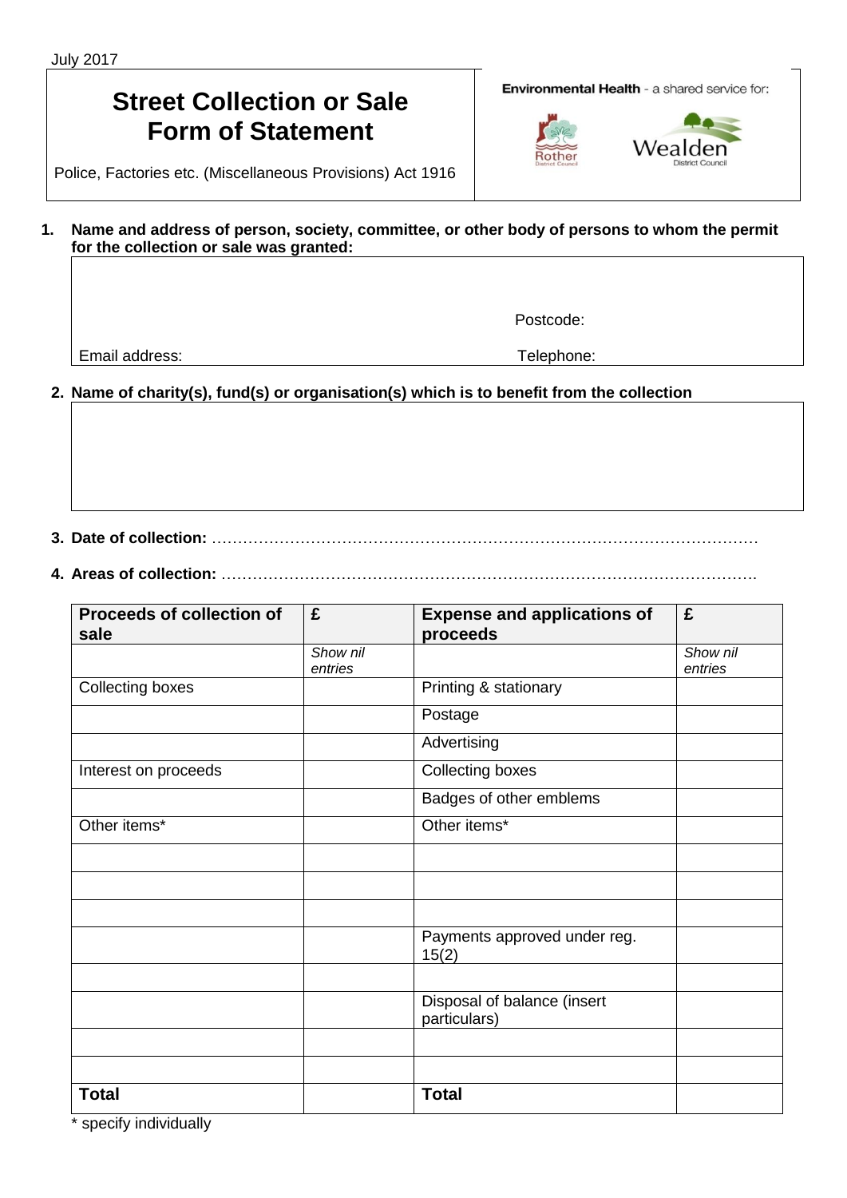July 2017

# Street Collection or Sale Form of Statement

Police, Factories etc. (Miscellaneous Provisions) Act 1916

Environmental Health - a shared service for: Rother District Council, Wealden District Council

**1. Name and address of person, society, committee, or other body of persons to whom the permit for the collection or sale was granted:**

Postcode:

Email address: Telephone:

**2. Name of charity(s), fund(s) or organisation(s) which is to benefit from the collection**

**3. Date of collection:** ………………………………………………………………………………………….

**4. Areas of collection:** ………………………………………………………………………………………….

| Proceeds of collection of sale | £ | Expense and applications of proceeds | £ |
|---|---|---|---|
| | *Show nil entries* | | *Show nil entries* |
| Collecting boxes | | Printing & stationary | |
| | | Postage | |
| | | Advertising | |
| Interest on proceeds | | Collecting boxes | |
| | | Badges of other emblems | |
| Other items* | | Other items* | |
| | | | |
| | | | |
| | | | |
| | | Payments approved under reg. 15(2) | |
| | | | |
| | | Disposal of balance (insert particulars) | |
| | | | |
| | | | |
| **Total** | | **Total** | |

\* specify individually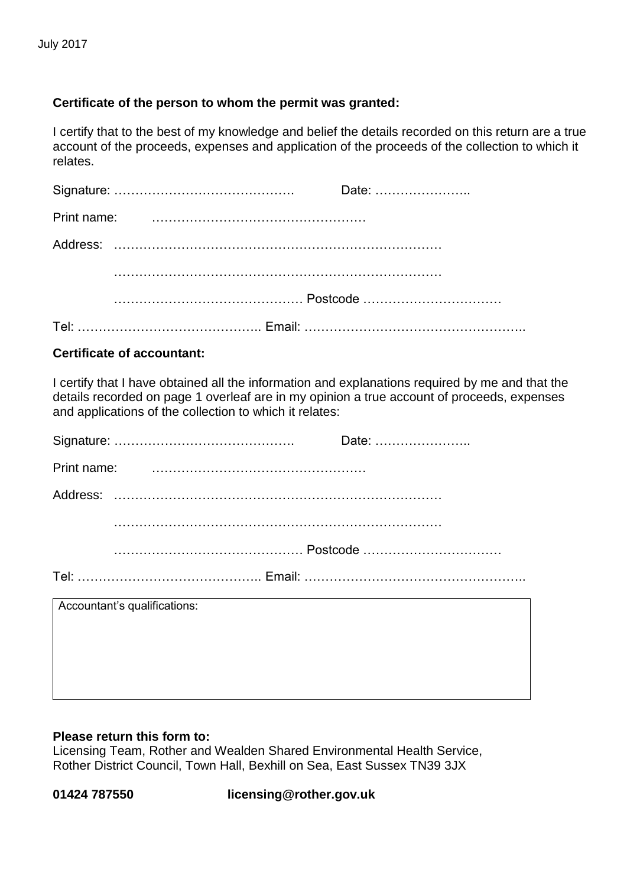**Certificate of the person to whom the permit was granted:**

I certify that to the best of my knowledge and belief the details recorded on this return are a true account of the proceeds, expenses and application of the proceeds of the collection to which it relates.

Signature: ……………………………………. Date: …………………..

Print name: ……………………………………………

Address: ……………………………………………………………………

……………………………………………………………………

……………………………………… Postcode ……………………………

Tel: …………………………………….. Email: ……………………………………………..

**Certificate of accountant:**

I certify that I have obtained all the information and explanations required by me and that the details recorded on page 1 overleaf are in my opinion a true account of proceeds, expenses and applications of the collection to which it relates:

Signature: ……………………………………. Date: …………………..

Print name: ……………………………………………

Address: ……………………………………………………………………

……………………………………………………………………

……………………………………… Postcode ……………………………

Tel: …………………………………….. Email: ……………………………………………..

| Accountant's qualifications: |
|---|
| |

**Please return this form to:**
Licensing Team, Rother and Wealden Shared Environmental Health Service,
Rother District Council, Town Hall, Bexhill on Sea, East Sussex TN39 3JX

**01424 787550** **licensing@rother.gov.uk**